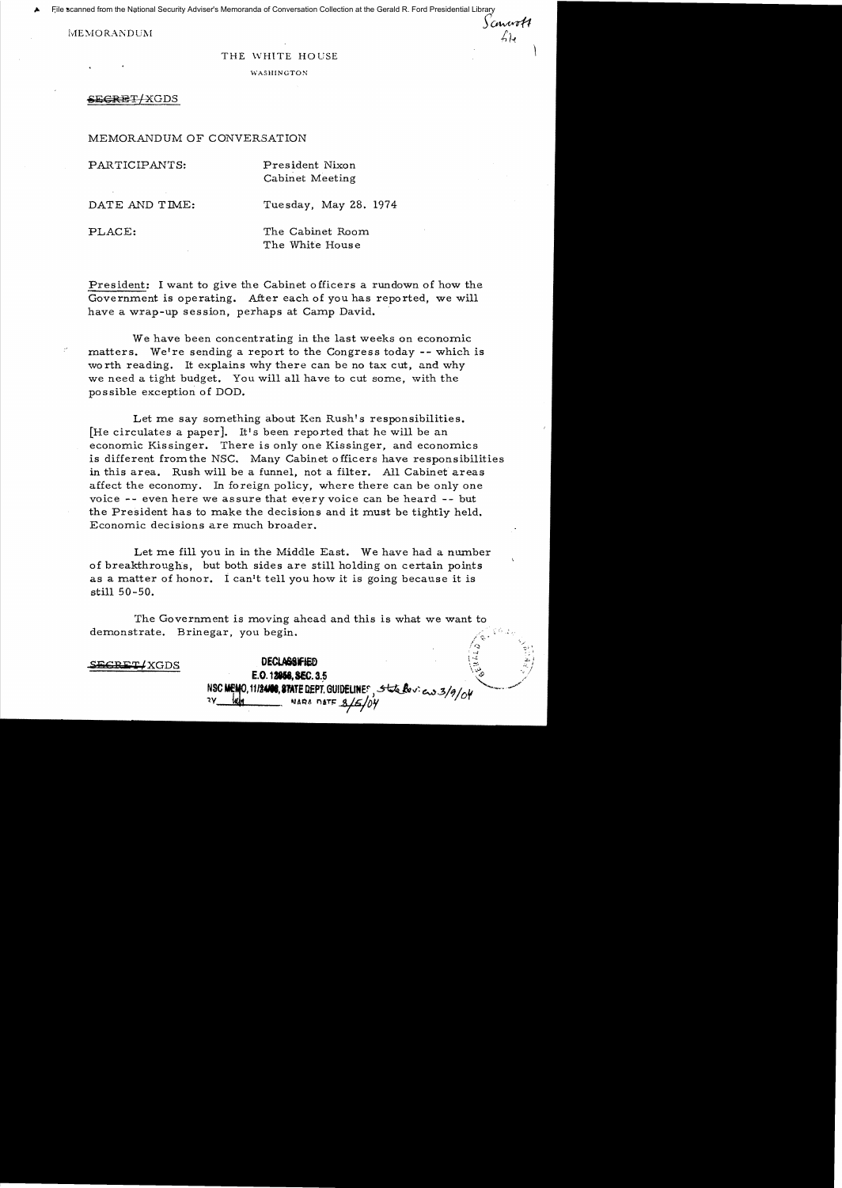File scanned from the National Security Adviser's Memoranda of Conversation Collection at the Gerald R. Ford Presidential Library

MEMORANDUM

Scowcroft

THE WHITE HOUSE

WASHINGTON

~~SECRET~~/XGDS

MEMORANDUM OF CONVERSATION

| | |
|---|---|
| PARTICIPANTS: | President Nixon<br>Cabinet Meeting |
| DATE AND TIME: | Tuesday, May 28. 1974 |
| PLACE: | The Cabinet Room<br>The White House |

President: I want to give the Cabinet officers a rundown of how the Government is operating. After each of you has reported, we will have a wrap-up session, perhaps at Camp David.

We have been concentrating in the last weeks on economic matters. We're sending a report to the Congress today -- which is worth reading. It explains why there can be no tax cut, and why we need a tight budget. You will all have to cut some, with the possible exception of DOD.

Let me say something about Ken Rush's responsibilities. [He circulates a paper]. It's been reported that he will be an economic Kissinger. There is only one Kissinger, and economics is different from the NSC. Many Cabinet officers have responsibilities in this area. Rush will be a funnel, not a filter. All Cabinet areas affect the economy. In foreign policy, where there can be only one voice -- even here we assure that every voice can be heard -- but the President has to make the decisions and it must be tightly held. Economic decisions are much broader.

Let me fill you in in the Middle East. We have had a number of breakthroughs, but both sides are still holding on certain points as a matter of honor. I can't tell you how it is going because it is still 50-50.

The Government is moving ahead and this is what we want to demonstrate. Brinegar, you begin.

~~SECRET~~/XGDS

DECLASSIFIED
E.O. 12958, SEC. 3.5
NSC MEMO, 11/24/98, STATE DEPT. GUIDELINES, State Rev: 3/9/04
BY ___ NARA DATE 8/5/04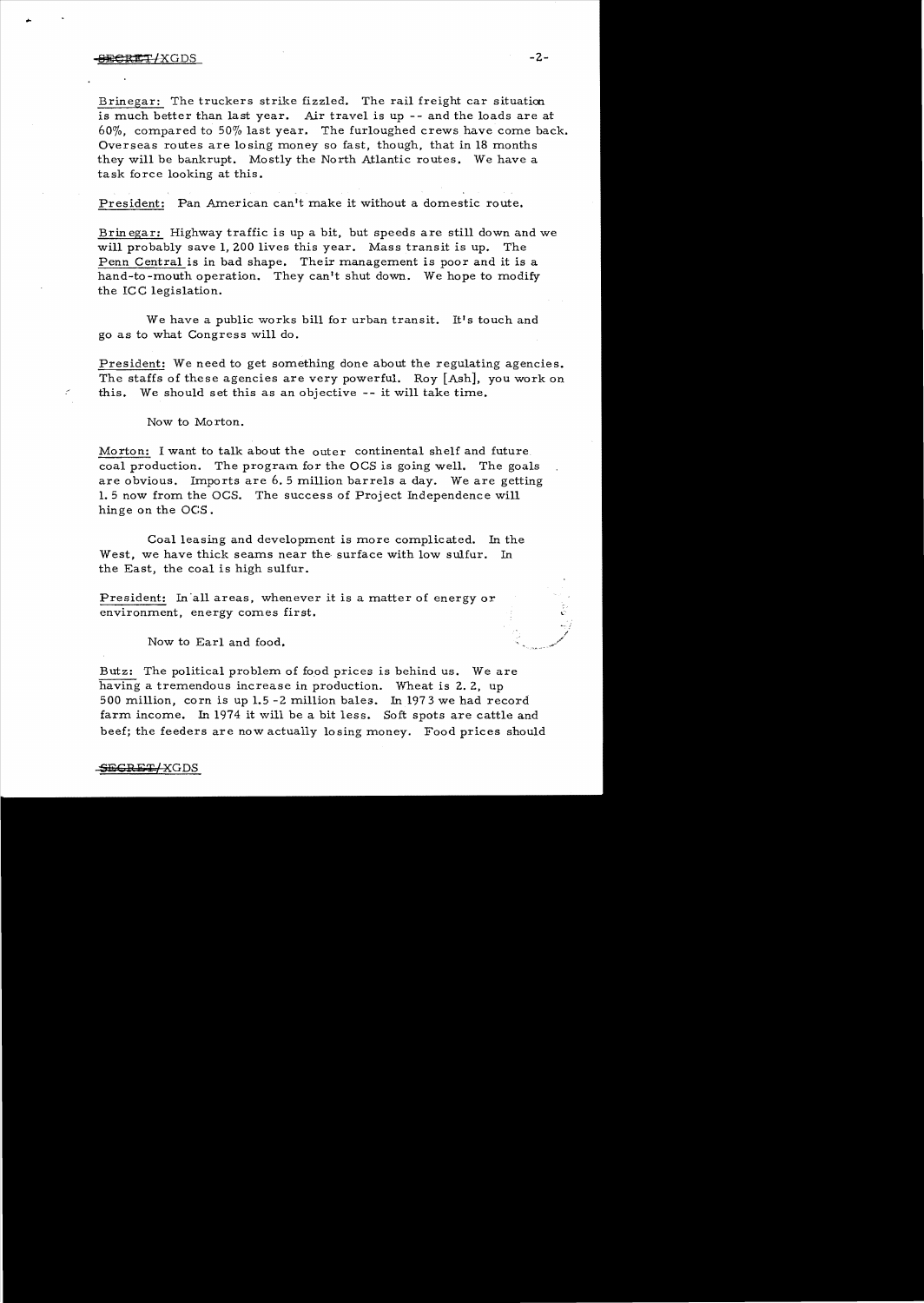Brinegar: The truckers strike fizzled. The rail freight car situation is much better than last year. Air travel is up -- and the loads are at 60%, compared to 50% last year. The furloughed crews have come back. Overseas routes are losing money so fast, though, that in 18 months they will be bankrupt. Mostly the North Atlantic routes. We have a task force looking at this.

President: Pan American can't make it without a domestic route.

Brinegar: Highway traffic is up a bit, but speeds are still down and we will probably save 1,200 lives this year. Mass transit is up. The Penn Central is in bad shape. Their management is poor and it is a hand-to-mouth operation. They can't shut down. We hope to modify the ICC legislation.

We have a public works bill for urban transit. It's touch and go as to what Congress will do.

President: We need to get something done about the regulating agencies. The staffs of these agencies are very powerful. Roy [Ash], you work on this. We should set this as an objective -- it will take time.

Now to Morton.

Morton: I want to talk about the outer continental shelf and future coal production. The program for the OCS is going well. The goals are obvious. Imports are 6.5 million barrels a day. We are getting 1.5 now from the OCS. The success of Project Independence will hinge on the OCS.

Coal leasing and development is more complicated. In the West, we have thick seams near the surface with low sulfur. In the East, the coal is high sulfur.

President: In all areas, whenever it is a matter of energy or environment, energy comes first.

Now to Earl and food.

Butz: The political problem of food prices is behind us. We are having a tremendous increase in production. Wheat is 2.2, up 500 million, corn is up 1.5-2 million bales. In 1973 we had record farm income. In 1974 it will be a bit less. Soft spots are cattle and beef; the feeders are now actually losing money. Food prices should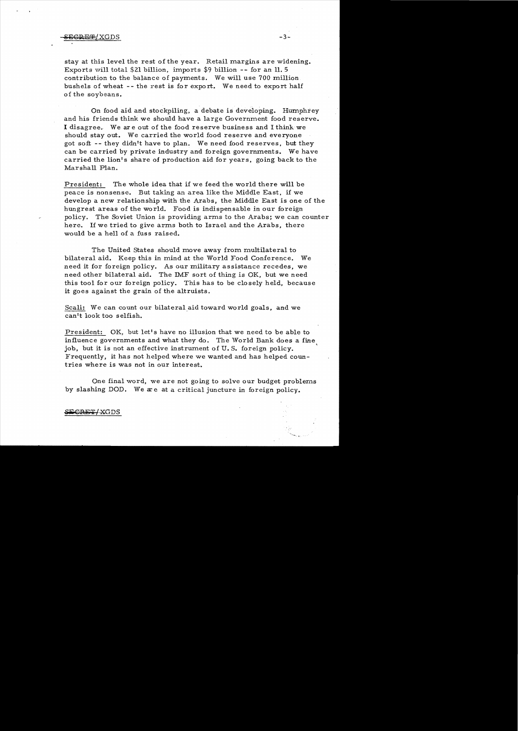stay at this level the rest of the year. Retail margins are widening. Exports will total $21 billion, imports $9 billion -- for an 11.5 contribution to the balance of payments. We will use 700 million bushels of wheat -- the rest is for export. We need to export half of the soybeans.

On food aid and stockpiling, a debate is developing. Humphrey and his friends think we should have a large Government food reserve. I disagree. We are out of the food reserve business and I think we should stay out. We carried the world food reserve and everyone got soft -- they didn't have to plan. We need food reserves, but they can be carried by private industry and foreign governments. We have carried the lion's share of production aid for years, going back to the Marshall Plan.

President: The whole idea that if we feed the world there will be peace is nonsense. But taking an area like the Middle East, if we develop a new relationship with the Arabs, the Middle East is one of the hungrest areas of the world. Food is indispensable in our foreign policy. The Soviet Union is providing arms to the Arabs; we can counter here. If we tried to give arms both to Israel and the Arabs, there would be a hell of a fuss raised.

The United States should move away from multilateral to bilateral aid. Keep this in mind at the World Food Conference. We need it for foreign policy. As our military assistance recedes, we need other bilateral aid. The IMF sort of thing is OK, but we need this tool for our foreign policy. This has to be closely held, because it goes against the grain of the altruists.

Scali: We can count our bilateral aid toward world goals, and we can't look too selfish.

President: OK, but let's have no illusion that we need to be able to influence governments and what they do. The World Bank does a fine job, but it is not an effective instrument of U. S. foreign policy. Frequently, it has not helped where we wanted and has helped countries where is was not in our interest.

One final word, we are not going to solve our budget problems by slashing DOD. We are at a critical juncture in foreign policy.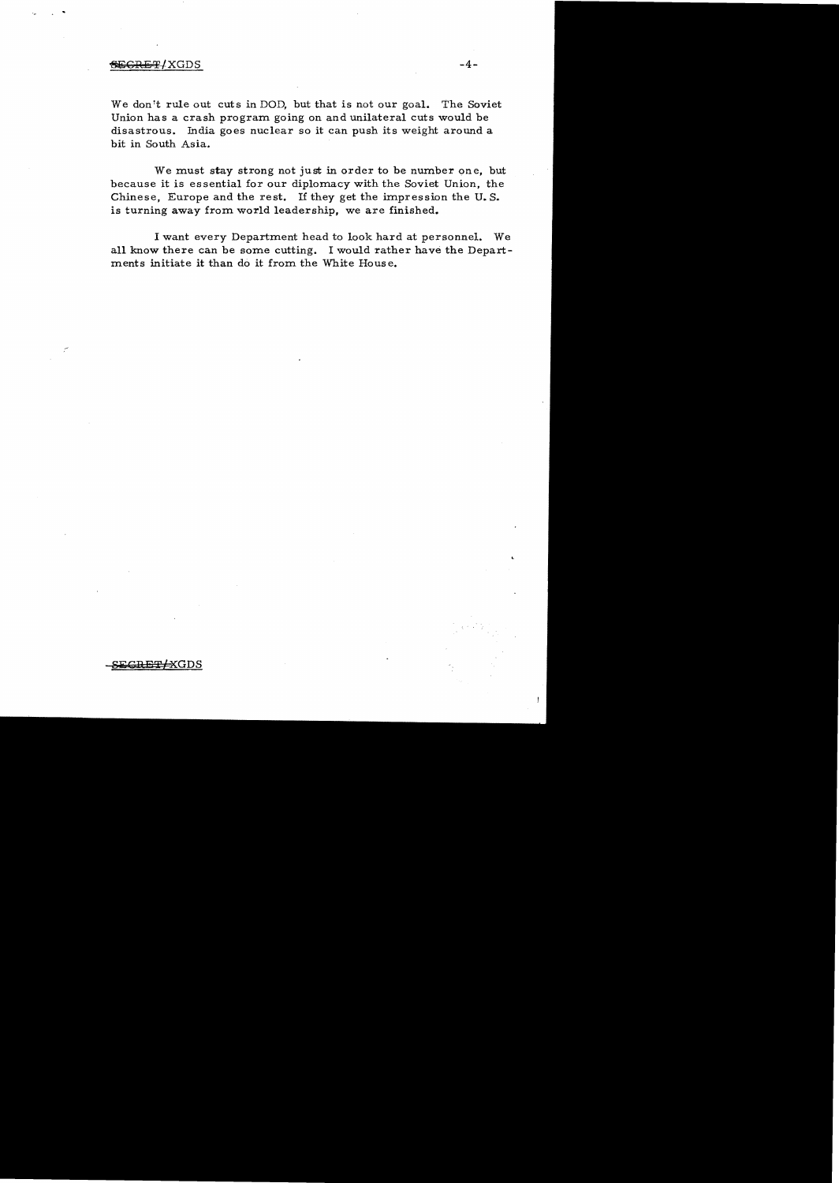We don't rule out cuts in DOD, but that is not our goal. The Soviet Union has a crash program going on and unilateral cuts would be disastrous. India goes nuclear so it can push its weight around a bit in South Asia.

We must stay strong not just in order to be number one, but because it is essential for our diplomacy with the Soviet Union, the Chinese, Europe and the rest. If they get the impression the U. S. is turning away from world leadership, we are finished.

I want every Department head to look hard at personnel. We all know there can be some cutting. I would rather have the Departments initiate it than do it from the White House.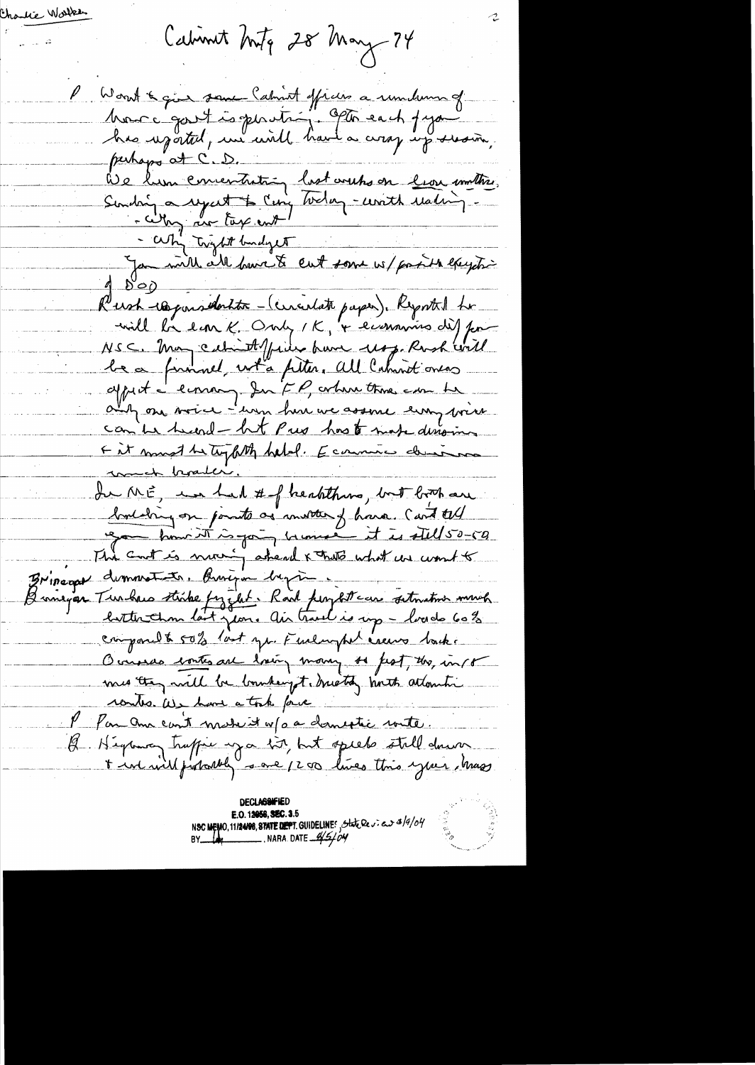Charlie Walker

Cabinet Mtg 28 May 74

P Want to give some Cabinet officers a rundown of how a govt is operating. After each of you has reported, we will have a wrap up session, perhaps at C.D.

We have concentrating last weeks on econ matters. Sending a report to Cong today – with reading.
- Why no tax cut
- Why tight budget

You will all have to cut some w/possible exception of DOD

Rush – responsibilities – (circulate paper). Reported he will be econ K. Only 1 K, + economics diff from NSC. Many cabinet officers have resp. Rush will be a funnel, not a filter. All Cabinet areas affect economy. In FP, where there can be only one voice – even here we assume every voice can be heard – but Pres has to make decisions + it must be tightly held. Economic decisions much broader.

In ME, we had # of breakthroughs, but both are bordering on points as matter of honor. Can't tell you how it is going because it is still 50-50. The court is moving ahead + that's what we want to demonstrate. Brinegar begin.

Brinegar Truckers strike fizzled. Rail freight car situation much better than last year. Air travel is up – loads 60% compared to 50% last yr. Fuel supplies coming back. Overseas routes are losing money so fast, tho, in 1 mos they will be bankrupt. Mostly North Atlantic routes. We have a task force

P Pan Am can't make it w/o a domestic route.

B. Highway traffic up a bit, but speeds still down + we will probably save 1200 lives this year, mass

DECLASSIFIED
E.O. 12958, SEC. 3.5
NSC MEMO, 11/24/98, STATE DEPT. GUIDELINES State Review 3/9/04
BY [illegible], NARA DATE 4/5/04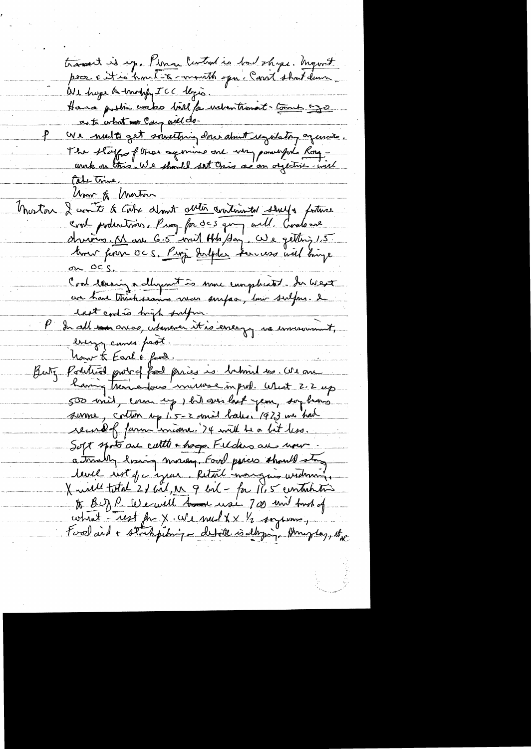transit is up. Penn Central is bad shape. Mgmt poor & it is hmt-to-month op. Can't shut down. We hope to modify ICC legis.

Have a public works bill for urban transit - cont ago as to what Cong will do.

P We need to get something done about regulatory agencies. The staffs of these agencies are very powerful. Roy - work on this. We should set this as an objective - will take time.

Now to Morton

Morton I want to talk about outer continental shelf & future coal production. Prog for OCS going well. Crude are driving. M are 6.5 mil bbls/day. We getting 1.5 now from OCS. Prog. Sulphur services will bring on OCS.

Coal leasing & devlpmt is more complicated. In West we have thick seams near surface, low sulfur. In East coal is high sulfur.

P In all areas, whenever it is energy vs environment, energy comes first.

Now to Earl & food.

Butz Political part of food prices is behind us. We are having tremendous increase in prod. Wheat 2.2 up 500 mil, corn up 1 bil over last year, soybeans same, cotton up 1.5-2 mil bales. 1973 we had record of farm income. '74 will be a bit less. Soft spots are cattle & hogs. Feeders are now actually losing money. Food prices should stay level rest of year. Retail margins widening. X will total 21 bil, M 9 bil - for 11.5 contribution to BOP. We will have usa 700 mil bush of wheat - rest for X. We need X x 1/2 soybeans, Food aid & stockpiling - debate is chopping. Humphrey, et al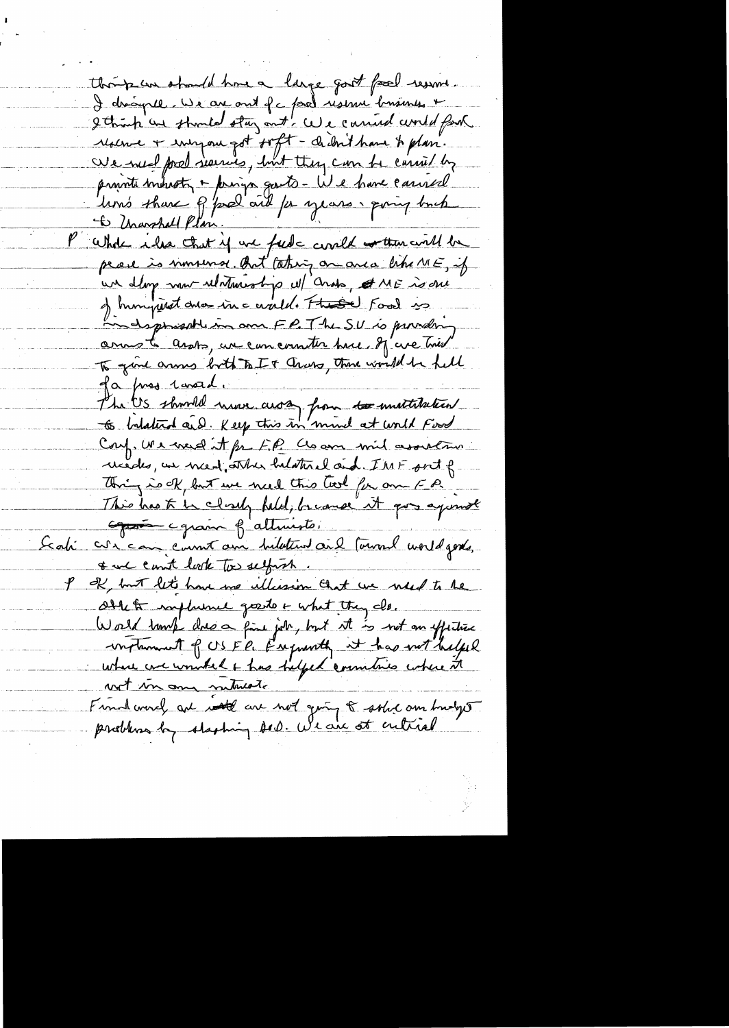think we should have a large gov't food reserve.
I disagree. We are out of food reserve business & I think we should stay out. We carried world food reserve & everyone got off - didn't have to plan. We need food reserves, but they can be carried by private industry & foreign gov'ts - We have carried lion's share of food aid for years - going back to Marshall Plan.

P Whole idea that if we feed world, there will be peace is nonsense. But taking an area like ME, if we develop new relationships w/ Arabs, & ME is one of tinderbox areas in world. Food is indispensable in our FP. The SU is providing arms to Arabs, we can counter here. If we tried to give arms both to I & Arabs, there would be hell of a furor raised.
The US should move away from ~~to~~ multilateral to bilateral aid. Keep this in mind at World Food Conf. We need it for FP. As our mil assistance recedes, we need other bilateral aid. IMF sort of thing is OK, but we need this tool for our FP. This has to be closely held, because it goes against ~~grain~~ grain of altruists.

Scali: We can count our bilateral aid toward world goals, & we can't look too selfish.

P OK, but let's have no illusion that we need to be able to influence gov'ts & what they do.
World Bank does a fine job, but it is not an effective instrument of US FP. Frequently it has not helped where we wanted & has helped countries where it not in our interest.
Friedersdorf: ~~at~~ We are not going to solve our budget problems by slashing AID. We are at critical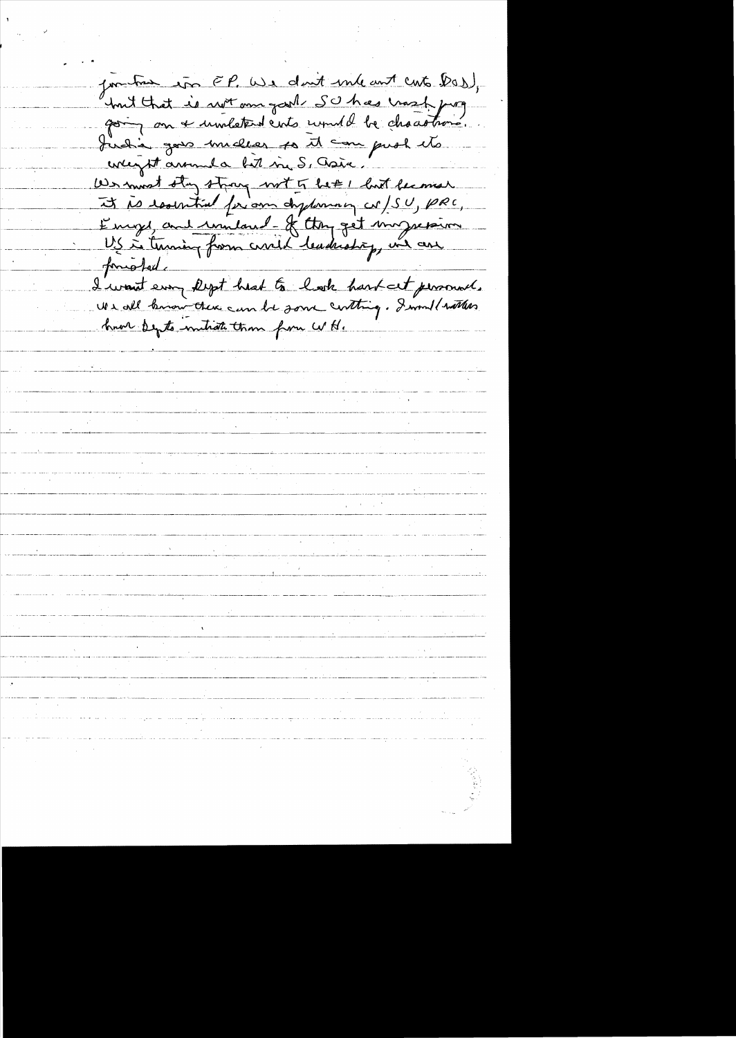function in FP. We don't want cuts DoD, but that is not our goal. SU has vast prog going on + unilateral cuts would be disastrous. India goes nuclear so it can push its weight around a bit in S. Asia.
We must stay strong not to hit #1 but because it is essential for our diplomacy w/SU, PRC, Europe, and mainland - If they get impression US is turning from world leadership, we are finished.
I want every Dept head to look hard at personnel. We all know there can be some cutting. I would rather have Depts initiate them from WH.